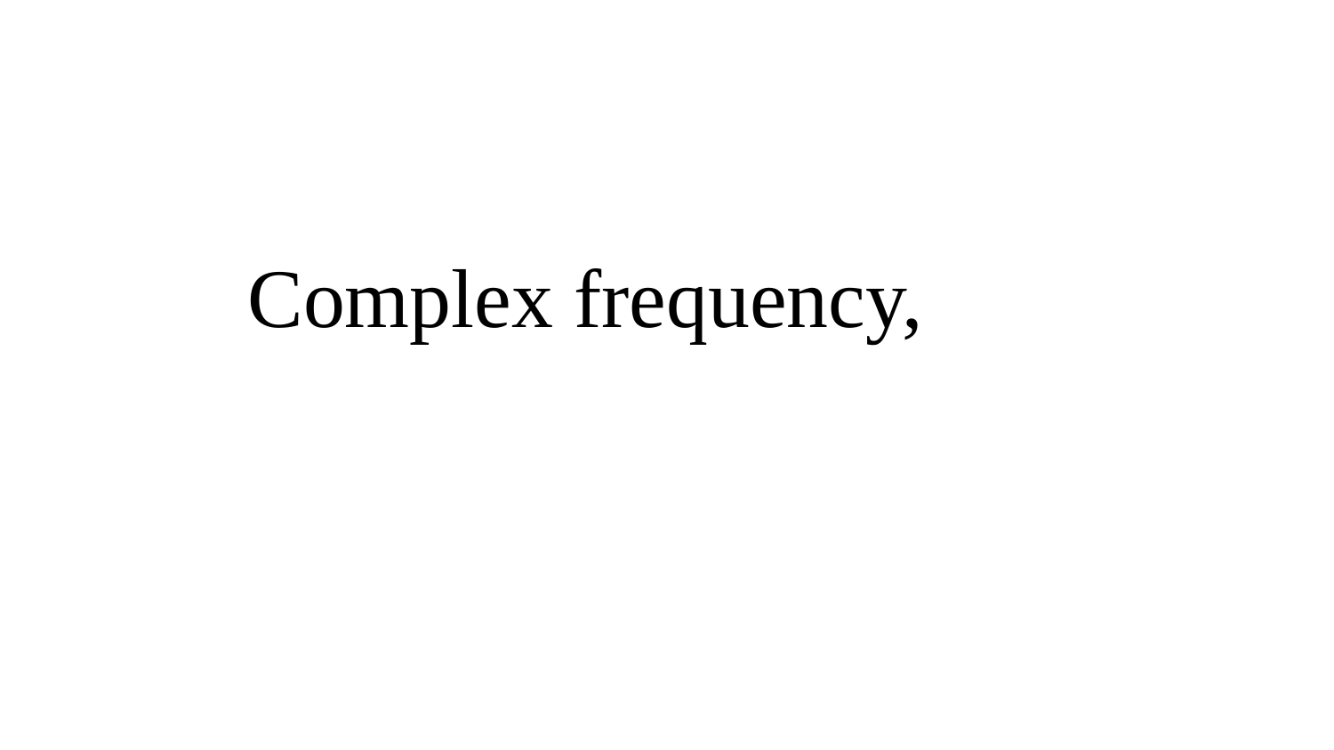Complex frequency,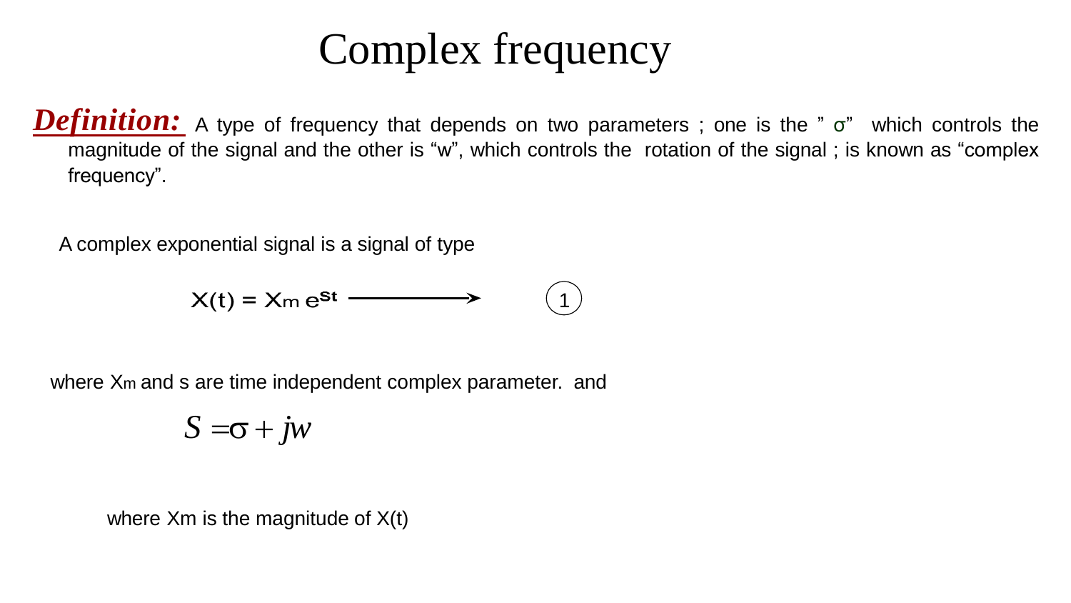# Complex frequency

***Definition:*** A type of frequency that depends on two parameters ; one is the " $\sigma$" which controls the magnitude of the signal and the other is "w", which controls the rotation of the signal ; is known as "complex frequency".

A complex exponential signal is a signal of type

$$X(t) = X_m e^{St} \longrightarrow \quad (1)$$

where $X_m$ and s are time independent complex parameter. and

$$S = \sigma + jw$$

where Xm is the magnitude of X(t)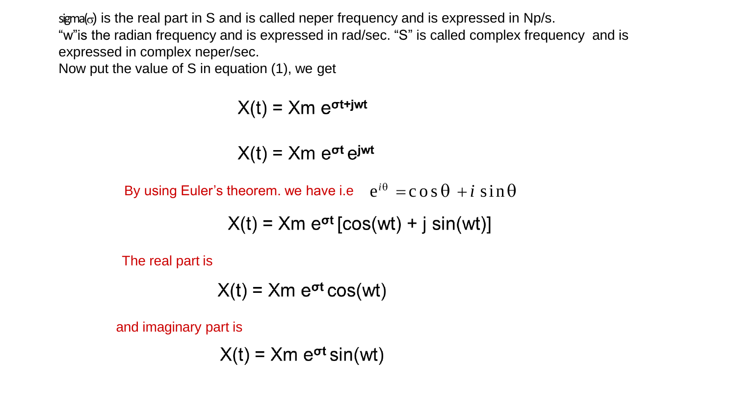sigma($\sigma$) is the real part in S and is called neper frequency and is expressed in Np/s.
"w"is the radian frequency and is expressed in rad/sec. "S" is called complex frequency and is expressed in complex neper/sec.
Now put the value of S in equation (1), we get

$$X(t) = Xm\, e^{\sigma t + jwt}$$

$$X(t) = Xm\, e^{\sigma t}\, e^{jwt}$$

By using Euler's theorem. we have i.e $e^{i\theta} = \cos\theta + i\sin\theta$

$$X(t) = Xm\, e^{\sigma t}\,[\cos(wt) + j\,\sin(wt)]$$

The real part is

$$X(t) = Xm\, e^{\sigma t}\cos(wt)$$

and imaginary part is

$$X(t) = Xm\, e^{\sigma t}\sin(wt)$$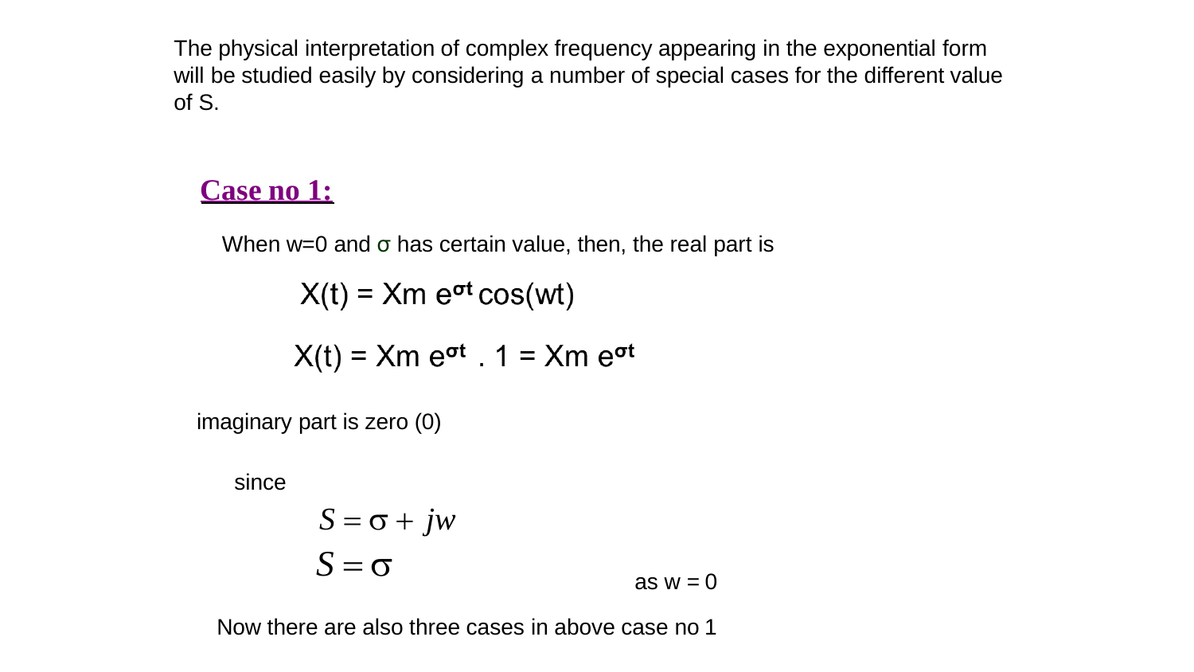The physical interpretation of complex frequency appearing in the exponential form will be studied easily by considering a number of special cases for the different value of S.

## Case no 1:

When w=0 and $\sigma$ has certain value, then, the real part is

$$X(t) = Xm\ e^{\sigma t} \cos(wt)$$

$$X(t) = Xm\ e^{\sigma t} \cdot 1 = Xm\ e^{\sigma t}$$

imaginary part is zero (0)

since

$$S = \sigma + jw$$

$$S = \sigma \quad \text{as } w = 0$$

Now there are also three cases in above case no 1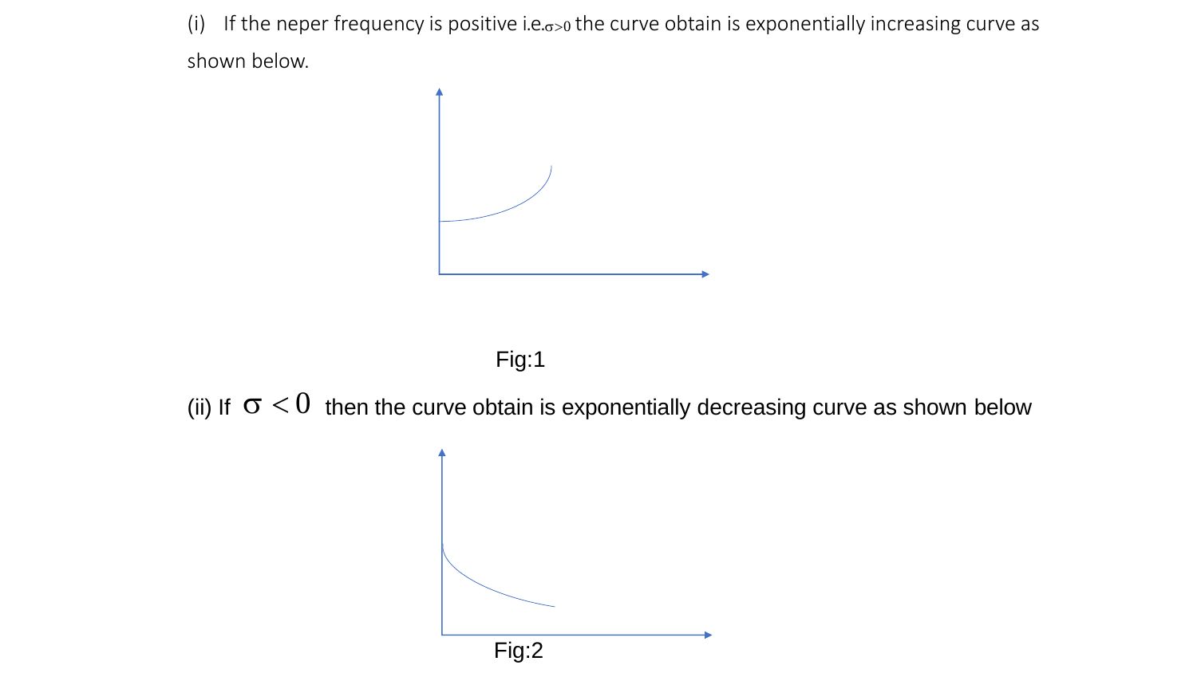(i) If the neper frequency is positive i.e. $\sigma > 0$ the curve obtain is exponentially increasing curve as shown below.

Fig:1

(ii) If $\sigma < 0$ then the curve obtain is exponentially decreasing curve as shown below

Fig:2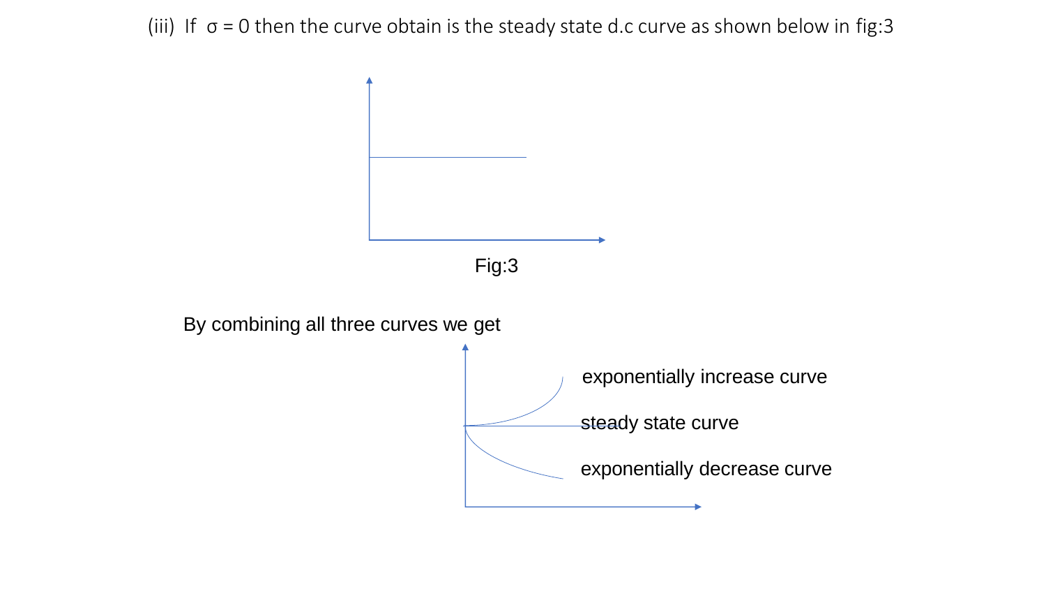(iii) If $\sigma = 0$ then the curve obtain is the steady state d.c curve as shown below in fig:3

Fig:3

By combining all three curves we get

exponentially increase curve

steady state curve

exponentially decrease curve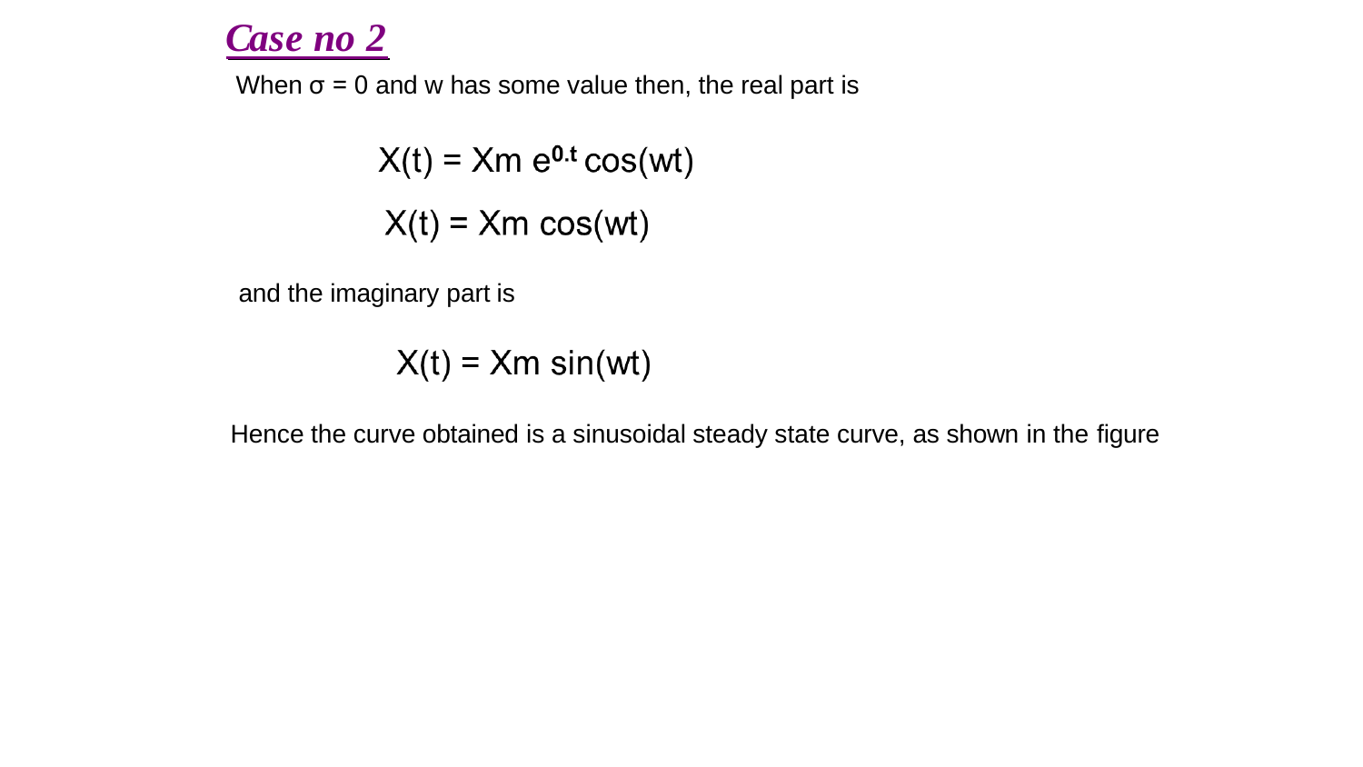## *Case no 2*

When $\sigma = 0$ and w has some value then, the real part is

$$X(t) = Xm\ e^{0.t} \cos(wt)$$

$$X(t) = Xm \cos(wt)$$

and the imaginary part is

$$X(t) = Xm \sin(wt)$$

Hence the curve obtained is a sinusoidal steady state curve, as shown in the figure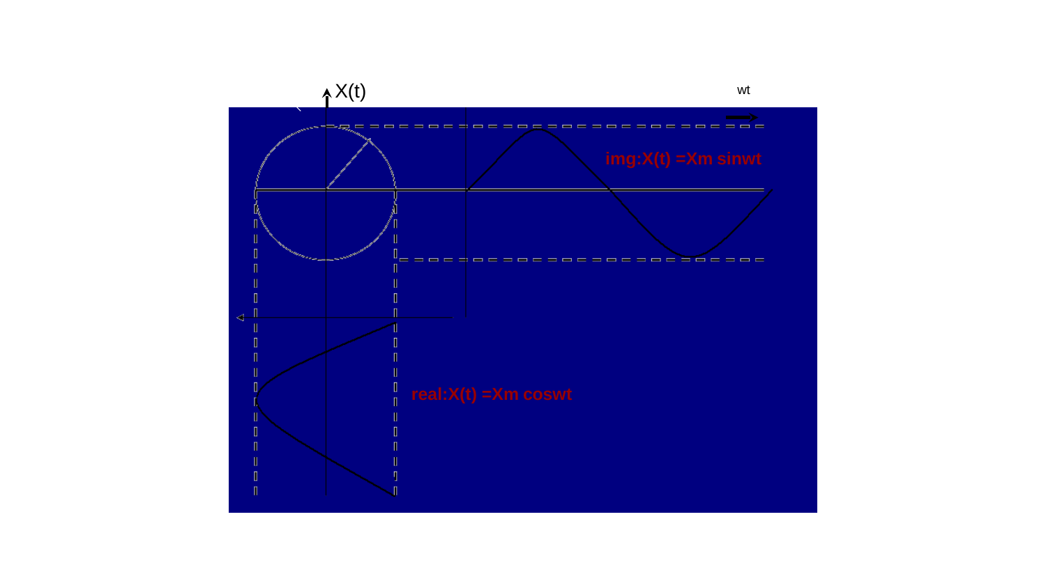X(t)

wt

img: $X(t) = X_m \sin wt$

real: $X(t) = X_m \cos wt$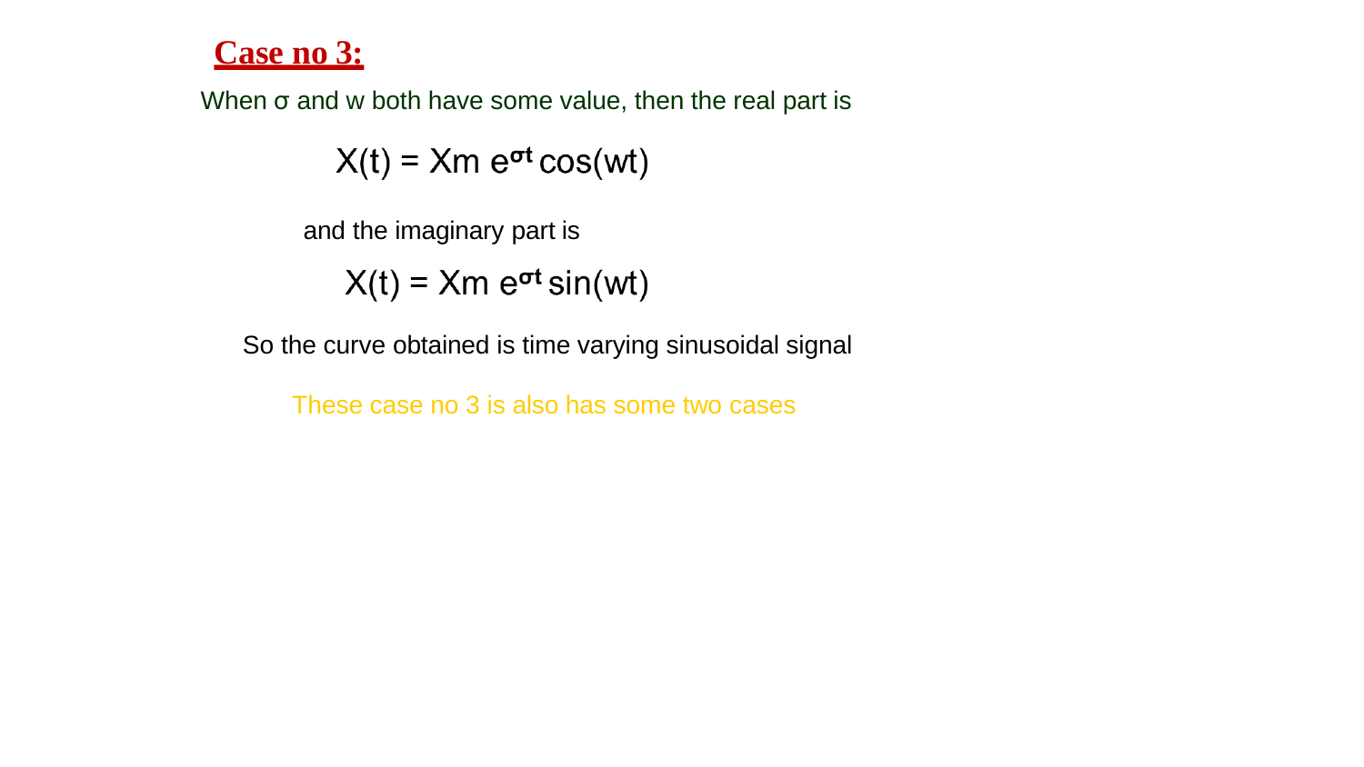## Case no 3:

When σ and w both have some value, then the real part is

$$X(t) = Xm\ e^{\sigma t} \cos(wt)$$

and the imaginary part is

$$X(t) = Xm\ e^{\sigma t} \sin(wt)$$

So the curve obtained is time varying sinusoidal signal

These case no 3 is also has some two cases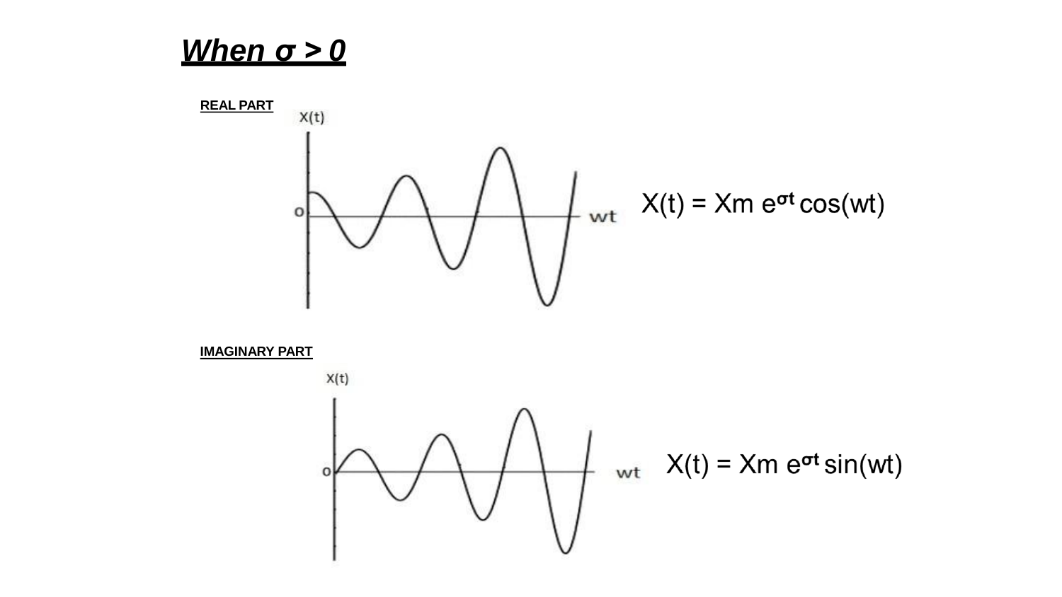## ***When σ > 0***

**REAL PART**

$$X(t) = Xm\, e^{\sigma t} \cos(wt)$$

**IMAGINARY PART**

$$X(t) = Xm\, e^{\sigma t} \sin(wt)$$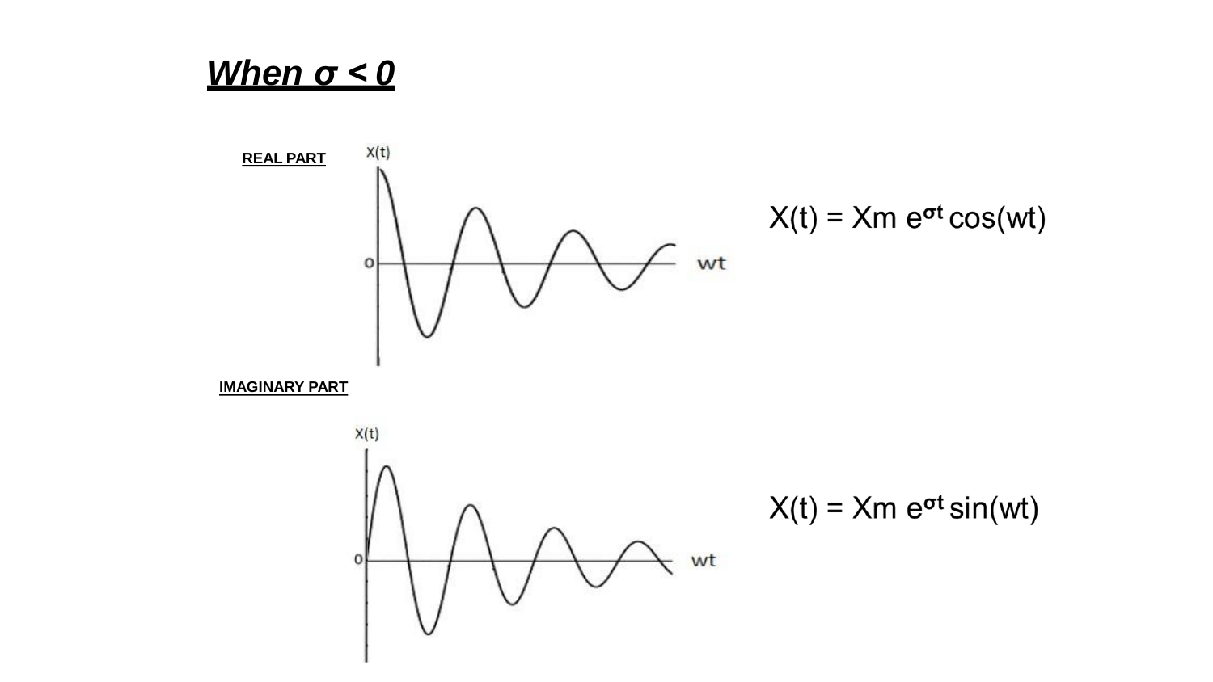## *When σ < 0*

**REAL PART**

$$X(t) = X_m e^{\sigma t} \cos(wt)$$

**IMAGINARY PART**

$$X(t) = X_m e^{\sigma t} \sin(wt)$$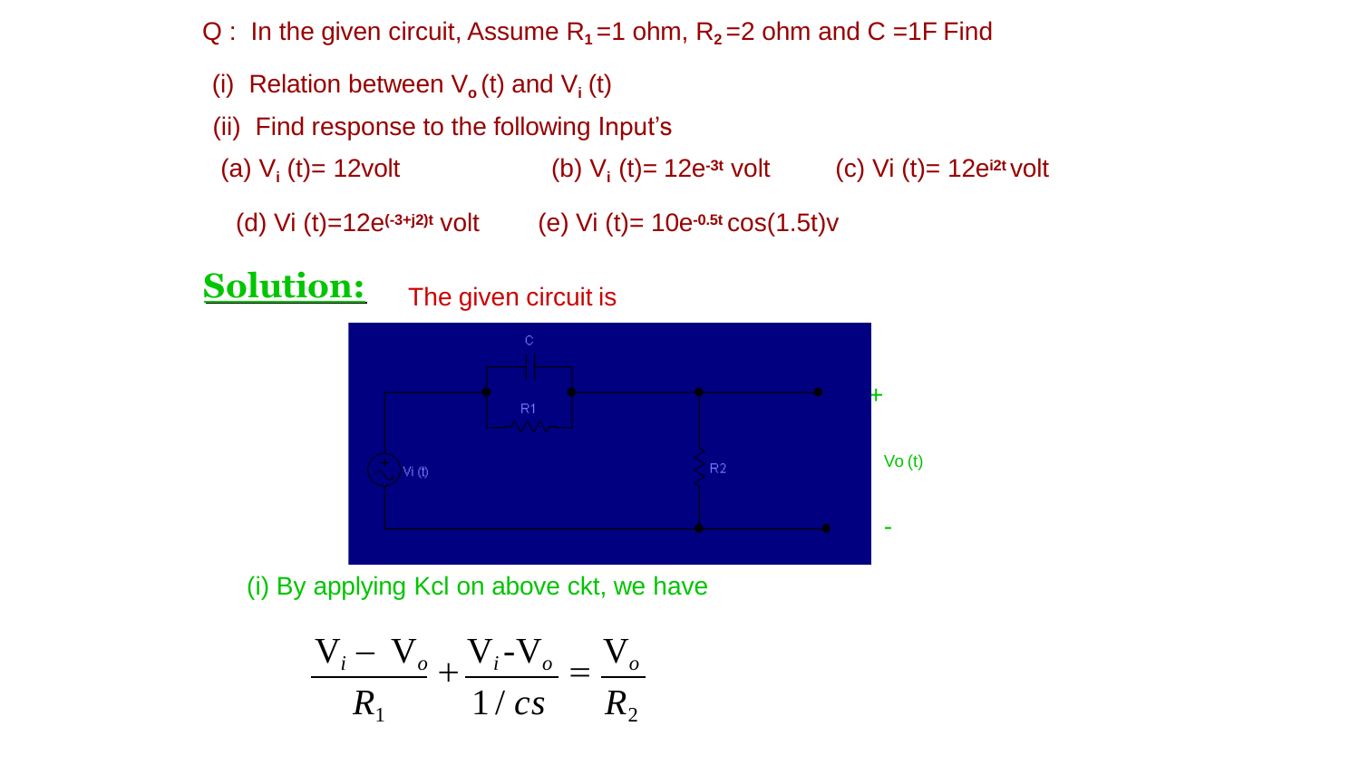Q : In the given circuit, Assume $R_1$=1 ohm, $R_2$=2 ohm and C =1F Find

(i) Relation between $V_o(t)$ and $V_i(t)$

(ii) Find response to the following Input's

(a) $V_i(t)$= 12volt (b) $V_i(t)$= $12e^{-3t}$ volt (c) Vi (t)= $12e^{j2t}$ volt

(d) Vi (t)=$12e^{(-3+j2)t}$ volt (e) Vi (t)= $10e^{-0.5t}\cos(1.5t)$v

**Solution:** The given circuit is

(i) By applying Kcl on above ckt, we have

$$\frac{V_i - V_o}{R_1} + \frac{V_i - V_o}{1/cs} = \frac{V_o}{R_2}$$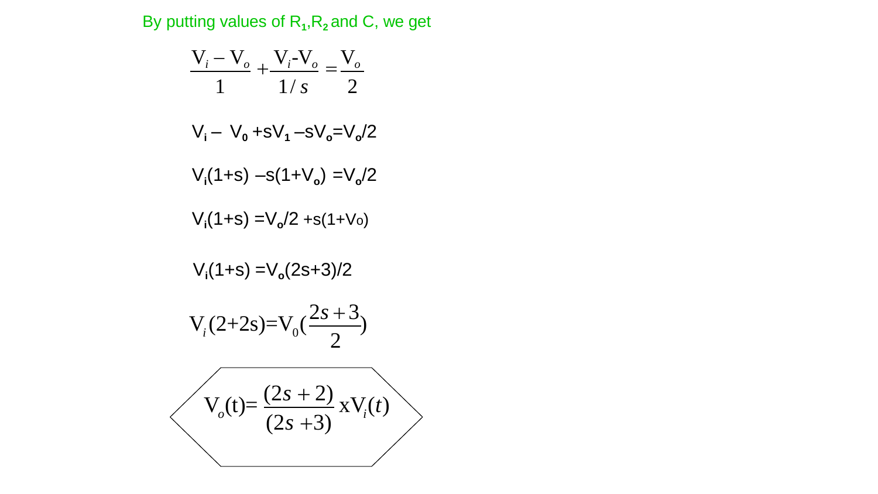By putting values of $R_1$, $R_2$ and C, we get

$$\frac{V_i - V_o}{1} + \frac{V_i - V_o}{1/s} = \frac{V_o}{2}$$

$$V_i - V_0 + sV_1 - sV_o = V_o/2$$

$$V_i(1+s) - s(1+V_o) = V_o/2$$

$$V_i(1+s) = V_o/2 + s(1+V_o)$$

$$V_i(1+s) = V_o(2s+3)/2$$

$$V_i(2+2s) = V_0\left(\frac{2s+3}{2}\right)$$

$$V_o(t) = \frac{(2s+2)}{(2s+3)} \text{ x} V_i(t)$$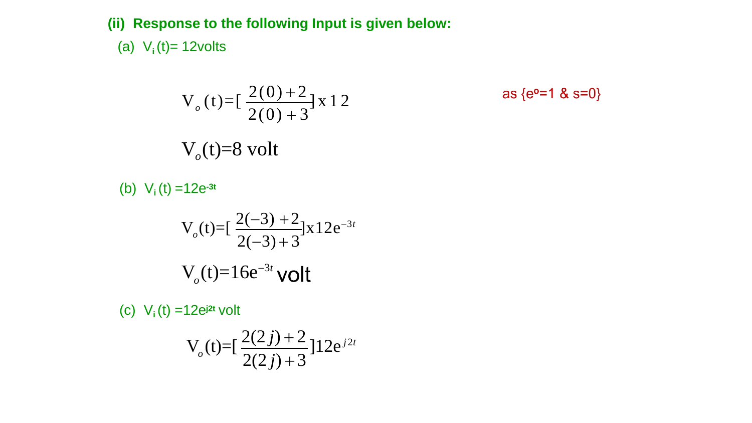**(ii) Response to the following Input is given below:**

(a) $V_i(t) = 12$volts

$$V_o(t) = [\frac{2(0)+2}{2(0)+3}] \text{x} 12$$

as {$e^o$=1 & s=0}

$$V_o(t) = 8 \text{ volt}$$

(b) $V_i(t) = 12e^{-3t}$

$$V_o(t) = [\frac{2(-3)+2}{2(-3)+3}] \text{x} 12e^{-3t}$$

$$V_o(t) = 16e^{-3t} \text{ volt}$$

(c) $V_i(t) = 12e^{j2t}$ volt

$$V_o(t) = [\frac{2(2j)+2}{2(2j)+3}] 12e^{j2t}$$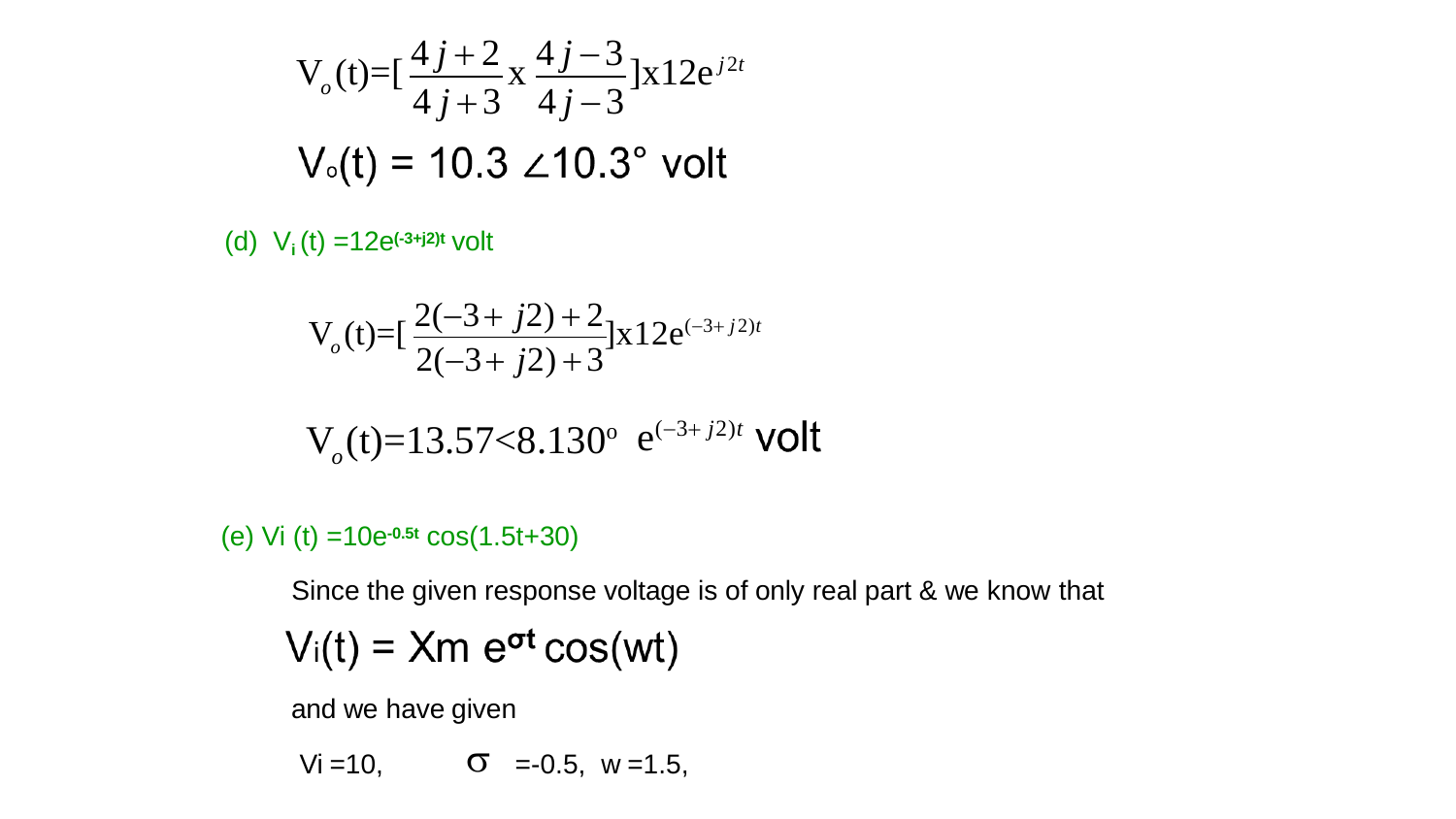$$V_o(t)=\left[\frac{4j+2}{4j+3} \text{ x } \frac{4j-3}{4j-3}\right] \text{x} 12e^{j2t}$$

$$V_o(t) = 10.3 \angle 10.3° \text{ volt}$$

(d) $V_i(t) = 12e^{(-3+j2)t}$ volt

$$V_o(t)=\left[\frac{2(-3+j2)+2}{2(-3+j2)+3}\right] \text{x} 12e^{(-3+j2)t}$$

$$V_o(t)=13.57<8.130^o \;\; e^{(-3+j2)t} \text{ volt}$$

(e) $Vi(t) = 10e^{-0.5t}\cos(1.5t+30)$

Since the given response voltage is of only real part & we know that

$$V_i(t) = Xm\, e^{\sigma t}\cos(wt)$$

and we have given

$Vi = 10$, $\sigma = -0.5$, $w = 1.5$,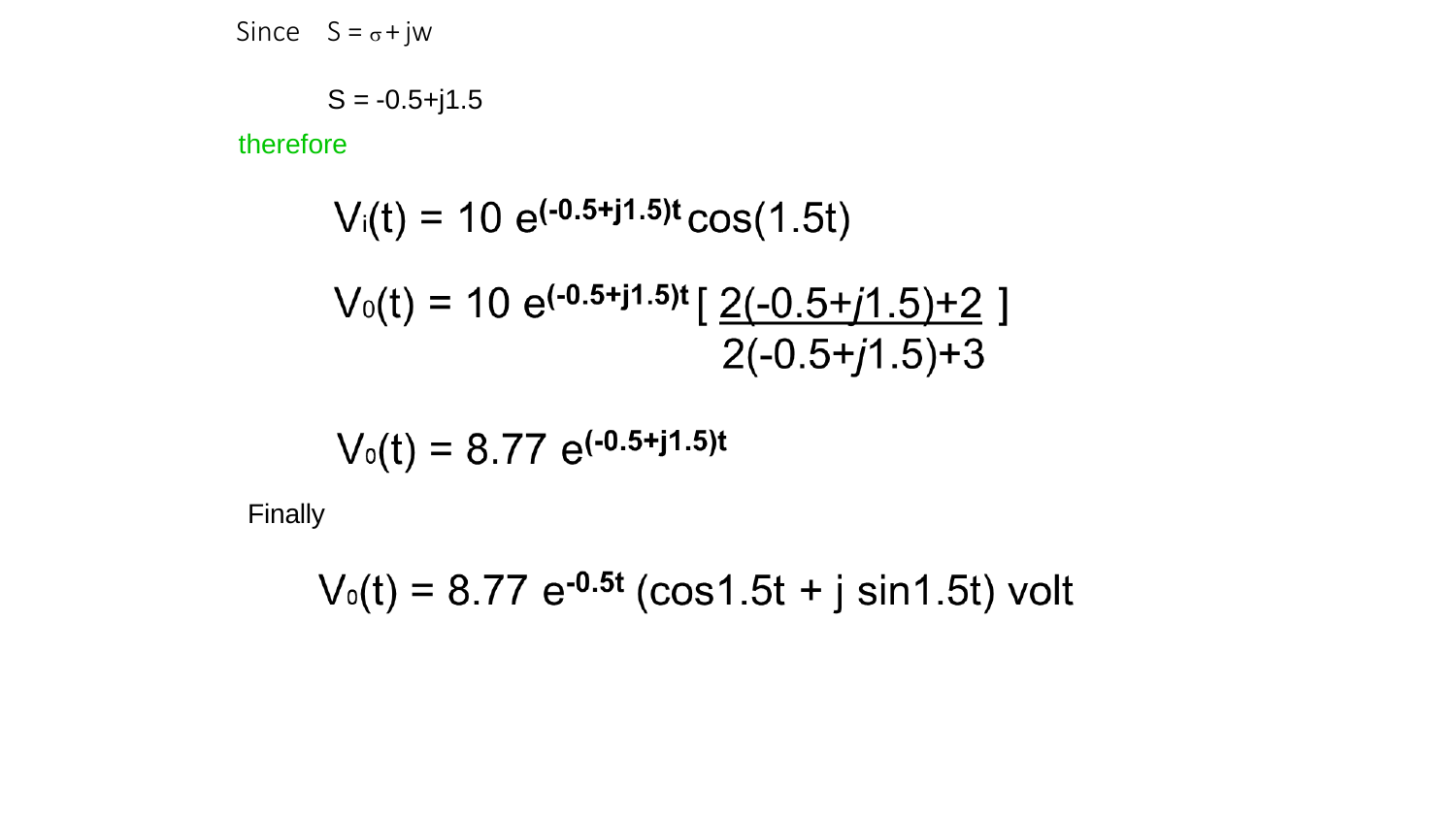Since $S = \sigma + jw$

$S = -0.5+j1.5$

therefore

$$V_i(t) = 10\, e^{(-0.5+j1.5)t} \cos(1.5t)$$

$$V_0(t) = 10\, e^{(-0.5+j1.5)t} \left[ \frac{2(-0.5+j1.5)+2}{2(-0.5+j1.5)+3} \right]$$

$$V_0(t) = 8.77\, e^{(-0.5+j1.5)t}$$

Finally

$$V_0(t) = 8.77\, e^{-0.5t} (\cos 1.5t + j \sin 1.5t) \text{ volt}$$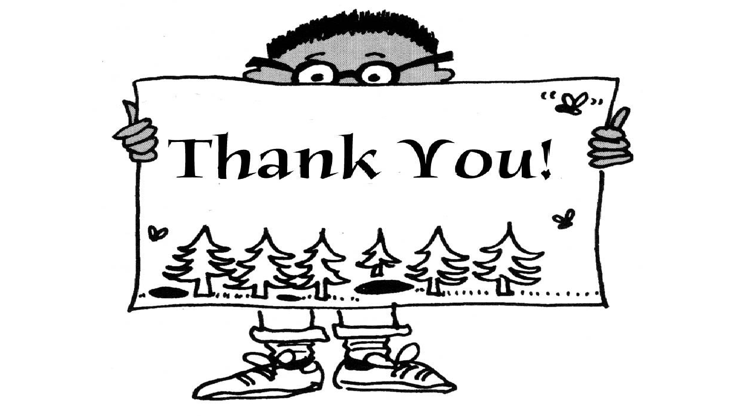Thank You!